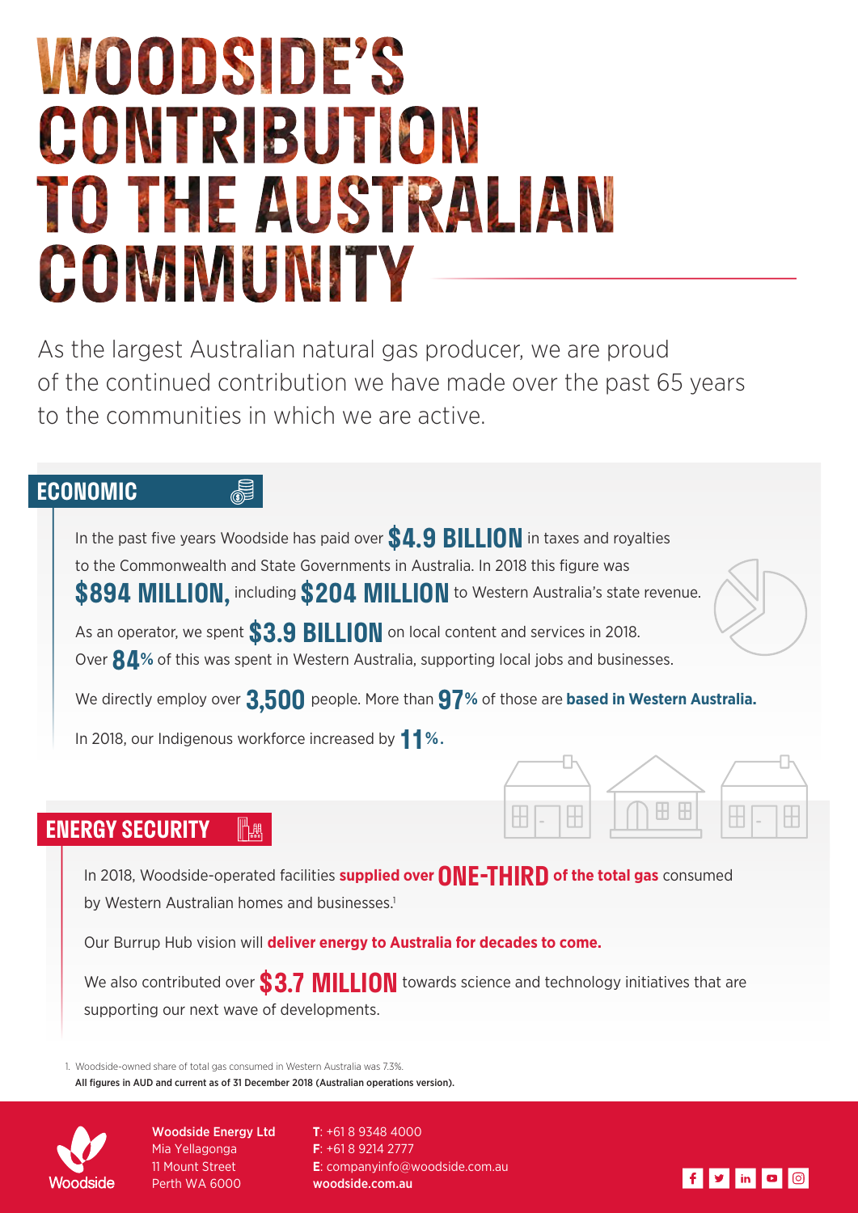# WOODSIDE'S CONTRIBUTION TO THE AUSTRALIAN COMMUNITY

As the largest Australian natural gas producer, we are proud of the continued contribution we have made over the past 65 years to the communities in which we are active.

## ECONOMIC

In the past five years Woodside has paid over **$4.9 BILLION** in taxes and royalties to the Commonwealth and State Governments in Australia. In 2018 this figure was **$894 MILLION,** including **$204 MILLION** to Western Australia's state revenue.

As an operator, we spent **$3.9 BILLION** on local content and services in 2018. Over **84%** of this was spent in Western Australia, supporting local jobs and businesses.

We directly employ over **3,500** people. More than **97%** of those are **based in Western Australia.**

In 2018, our Indigenous workforce increased by **11%.**

## ENERGY SECURITY

In 2018, Woodside-operated facilities **supplied over ONE-THIRD of the total gas** consumed by Western Australian homes and businesses.[1]

Our Burrup Hub vision will **deliver energy to Australia for decades to come.**

We also contributed over **$3.7 MILLION** towards science and technology initiatives that are supporting our next wave of developments.

1. Woodside-owned share of total gas consumed in Western Australia was 7.3%.

**All figures in AUD and current as of 31 December 2018 (Australian operations version).**

**Woodside Energy Ltd**
Mia Yellagonga
11 Mount Street
Perth WA 6000

**T**: +61 8 9348 4000
**F**: +61 8 9214 2777
**E**: companyinfo@woodside.com.au
**woodside.com.au**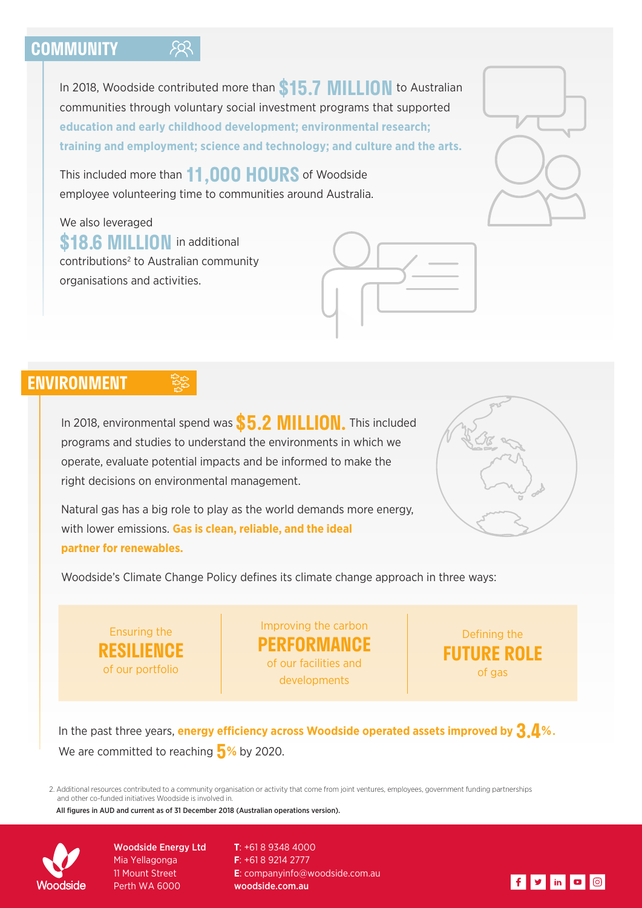## COMMUNITY

In 2018, Woodside contributed more than **$15.7 MILLION** to Australian communities through voluntary social investment programs that supported **education and early childhood development; environmental research; training and employment; science and technology; and culture and the arts.**

This included more than **11,000 HOURS** of Woodside employee volunteering time to communities around Australia.

We also leveraged **$18.6 MILLION** in additional contributions[2] to Australian community organisations and activities.

## ENVIRONMENT

In 2018, environmental spend was **$5.2 MILLION.** This included programs and studies to understand the environments in which we operate, evaluate potential impacts and be informed to make the right decisions on environmental management.

Natural gas has a big role to play as the world demands more energy, with lower emissions. **Gas is clean, reliable, and the ideal partner for renewables.**

Woodside's Climate Change Policy defines its climate change approach in three ways:

- Ensuring the **RESILIENCE** of our portfolio
- Improving the carbon **PERFORMANCE** of our facilities and developments
- Defining the **FUTURE ROLE** of gas

In the past three years, **energy efficiency across Woodside operated assets improved by 3.4%.** We are committed to reaching **5%** by 2020.

2. Additional resources contributed to a community organisation or activity that come from joint ventures, employees, government funding partnerships and other co-funded initiatives Woodside is involved in.

**All figures in AUD and current as of 31 December 2018 (Australian operations version).**

**Woodside Energy Ltd**
Mia Yellagonga
11 Mount Street
Perth WA 6000

**T**: +61 8 9348 4000
**F**: +61 8 9214 2777
**E**: companyinfo@woodside.com.au
**woodside.com.au**